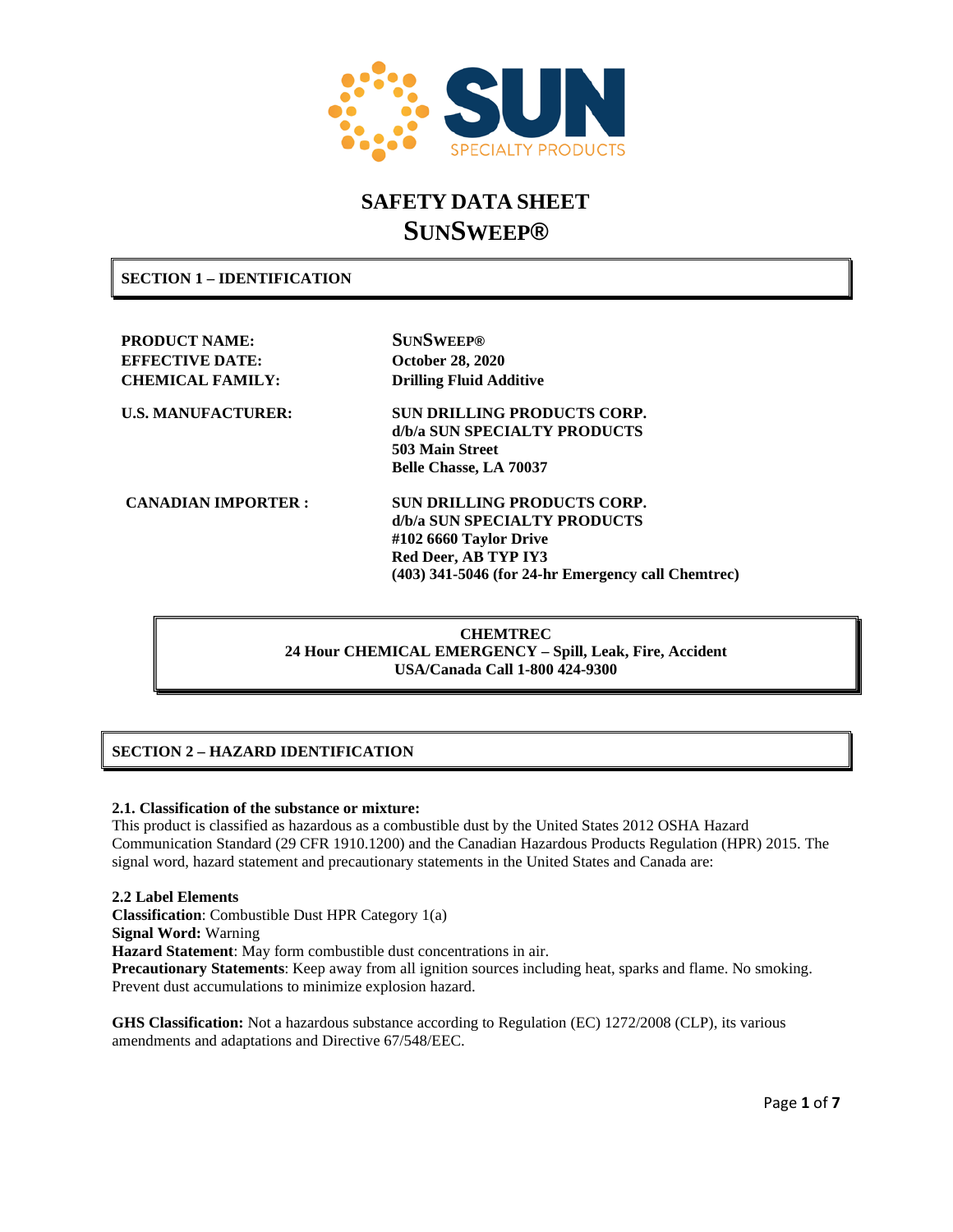# SAFETY DATA SHEET
# SunSweep®

## SECTION 1 – IDENTIFICATION

| | |
|---|---|
| **PRODUCT NAME:** | **SunSweep®** |
| **EFFECTIVE DATE:** | **October 28, 2020** |
| **CHEMICAL FAMILY:** | **Drilling Fluid Additive** |
| **U.S. MANUFACTURER:** | **SUN DRILLING PRODUCTS CORP.**<br>**d/b/a SUN SPECIALTY PRODUCTS**<br>**503 Main Street**<br>**Belle Chasse, LA 70037** |
| **CANADIAN IMPORTER :** | **SUN DRILLING PRODUCTS CORP.**<br>**d/b/a SUN SPECIALTY PRODUCTS**<br>**#102 6660 Taylor Drive**<br>**Red Deer, AB TYP IY3**<br>**(403) 341-5046 (for 24-hr Emergency call Chemtrec)** |

**CHEMTREC**
**24 Hour CHEMICAL EMERGENCY – Spill, Leak, Fire, Accident**
**USA/Canada Call 1-800 424-9300**

## SECTION 2 – HAZARD IDENTIFICATION

**2.1. Classification of the substance or mixture:**
This product is classified as hazardous as a combustible dust by the United States 2012 OSHA Hazard Communication Standard (29 CFR 1910.1200) and the Canadian Hazardous Products Regulation (HPR) 2015. The signal word, hazard statement and precautionary statements in the United States and Canada are:

**2.2 Label Elements**
**Classification**: Combustible Dust HPR Category 1(a)
**Signal Word:** Warning
**Hazard Statement**: May form combustible dust concentrations in air.
**Precautionary Statements**: Keep away from all ignition sources including heat, sparks and flame. No smoking. Prevent dust accumulations to minimize explosion hazard.

**GHS Classification:** Not a hazardous substance according to Regulation (EC) 1272/2008 (CLP), its various amendments and adaptations and Directive 67/548/EEC.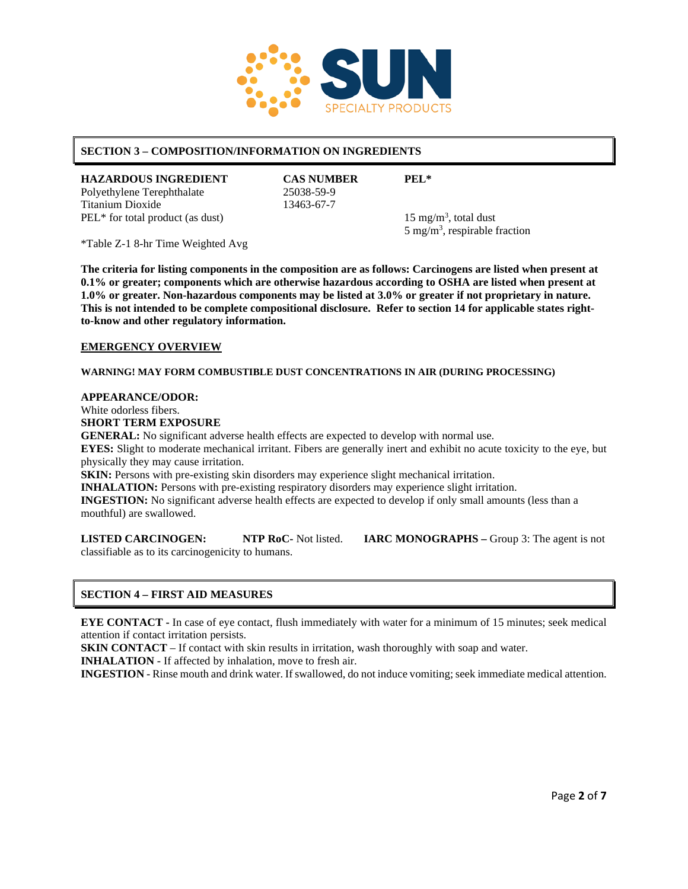## SECTION 3 – COMPOSITION/INFORMATION ON INGREDIENTS

| HAZARDOUS INGREDIENT | CAS NUMBER | PEL* |
|---|---|---|
| Polyethylene Terephthalate | 25038-59-9 | |
| Titanium Dioxide | 13463-67-7 | |
| PEL* for total product (as dust) | | 15 $mg/m^3$, total dust<br>5 $mg/m^3$, respirable fraction |

*Table Z-1 8-hr Time Weighted Avg

**The criteria for listing components in the composition are as follows: Carcinogens are listed when present at 0.1% or greater; components which are otherwise hazardous according to OSHA are listed when present at 1.0% or greater. Non-hazardous components may be listed at 3.0% or greater if not proprietary in nature. This is not intended to be complete compositional disclosure. Refer to section 14 for applicable states right-to-know and other regulatory information.**

**EMERGENCY OVERVIEW**

**WARNING! MAY FORM COMBUSTIBLE DUST CONCENTRATIONS IN AIR (DURING PROCESSING)**

**APPEARANCE/ODOR:**
White odorless fibers.

**SHORT TERM EXPOSURE**

**GENERAL:** No significant adverse health effects are expected to develop with normal use.
**EYES:** Slight to moderate mechanical irritant. Fibers are generally inert and exhibit no acute toxicity to the eye, but physically they may cause irritation.
**SKIN:** Persons with pre-existing skin disorders may experience slight mechanical irritation.
**INHALATION:** Persons with pre-existing respiratory disorders may experience slight irritation.
**INGESTION:** No significant adverse health effects are expected to develop if only small amounts (less than a mouthful) are swallowed.

**LISTED CARCINOGEN:** **NTP RoC**- Not listed. **IARC MONOGRAPHS –** Group 3: The agent is not classifiable as to its carcinogenicity to humans.

## SECTION 4 – FIRST AID MEASURES

**EYE CONTACT** - In case of eye contact, flush immediately with water for a minimum of 15 minutes; seek medical attention if contact irritation persists.
**SKIN CONTACT** – If contact with skin results in irritation, wash thoroughly with soap and water.
**INHALATION** - If affected by inhalation, move to fresh air.
**INGESTION** - Rinse mouth and drink water. If swallowed, do not induce vomiting; seek immediate medical attention.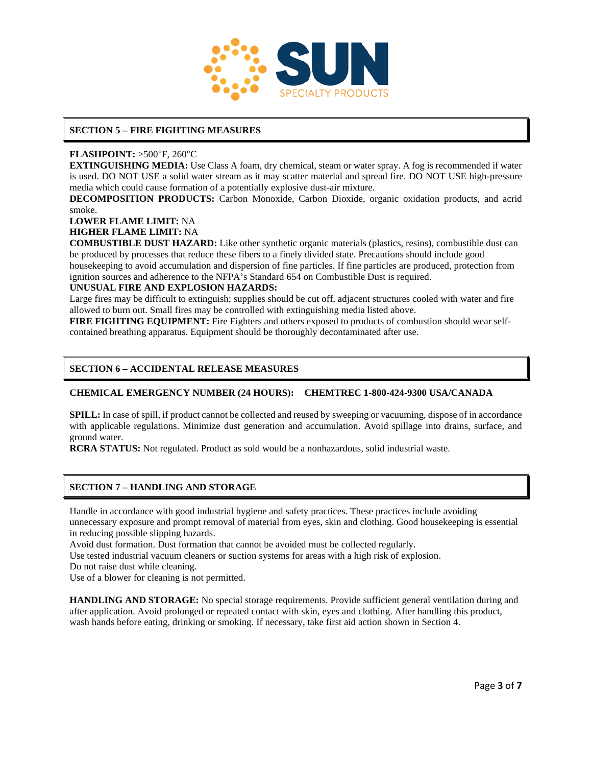## SECTION 5 – FIRE FIGHTING MEASURES

**FLASHPOINT:** >500°F, 260°C

**EXTINGUISHING MEDIA:** Use Class A foam, dry chemical, steam or water spray. A fog is recommended if water is used. DO NOT USE a solid water stream as it may scatter material and spread fire. DO NOT USE high-pressure media which could cause formation of a potentially explosive dust-air mixture.

**DECOMPOSITION PRODUCTS:** Carbon Monoxide, Carbon Dioxide, organic oxidation products, and acrid smoke.

**LOWER FLAME LIMIT:** NA

**HIGHER FLAME LIMIT:** NA

**COMBUSTIBLE DUST HAZARD:** Like other synthetic organic materials (plastics, resins), combustible dust can be produced by processes that reduce these fibers to a finely divided state. Precautions should include good housekeeping to avoid accumulation and dispersion of fine particles. If fine particles are produced, protection from ignition sources and adherence to the NFPA's Standard 654 on Combustible Dust is required.

**UNUSUAL FIRE AND EXPLOSION HAZARDS:**

Large fires may be difficult to extinguish; supplies should be cut off, adjacent structures cooled with water and fire allowed to burn out. Small fires may be controlled with extinguishing media listed above.

**FIRE FIGHTING EQUIPMENT:** Fire Fighters and others exposed to products of combustion should wear self-contained breathing apparatus. Equipment should be thoroughly decontaminated after use.

## SECTION 6 – ACCIDENTAL RELEASE MEASURES

**CHEMICAL EMERGENCY NUMBER (24 HOURS): CHEMTREC 1-800-424-9300 USA/CANADA**

**SPILL:** In case of spill, if product cannot be collected and reused by sweeping or vacuuming, dispose of in accordance with applicable regulations. Minimize dust generation and accumulation. Avoid spillage into drains, surface, and ground water.

**RCRA STATUS:** Not regulated. Product as sold would be a nonhazardous, solid industrial waste.

## SECTION 7 – HANDLING AND STORAGE

Handle in accordance with good industrial hygiene and safety practices. These practices include avoiding unnecessary exposure and prompt removal of material from eyes, skin and clothing. Good housekeeping is essential in reducing possible slipping hazards.

Avoid dust formation. Dust formation that cannot be avoided must be collected regularly.

Use tested industrial vacuum cleaners or suction systems for areas with a high risk of explosion.

Do not raise dust while cleaning.

Use of a blower for cleaning is not permitted.

**HANDLING AND STORAGE:** No special storage requirements. Provide sufficient general ventilation during and after application. Avoid prolonged or repeated contact with skin, eyes and clothing. After handling this product, wash hands before eating, drinking or smoking. If necessary, take first aid action shown in Section 4.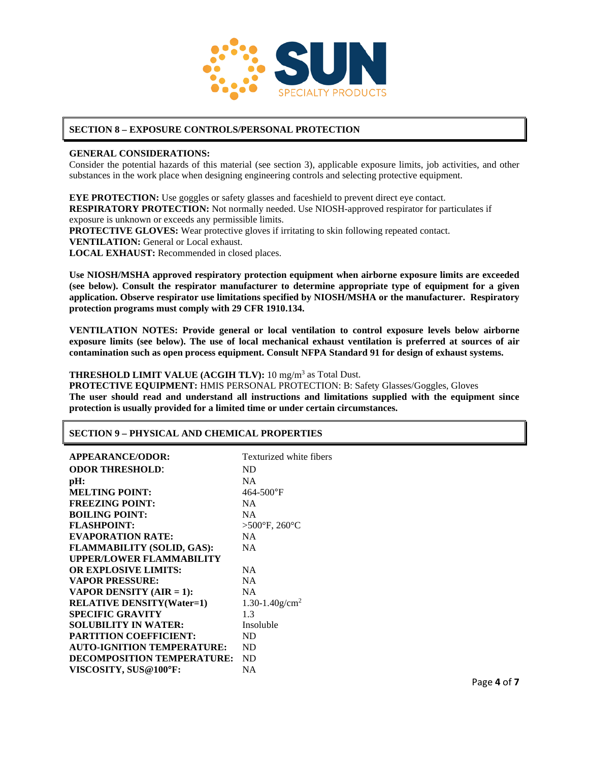## SECTION 8 – EXPOSURE CONTROLS/PERSONAL PROTECTION

**GENERAL CONSIDERATIONS:**
Consider the potential hazards of this material (see section 3), applicable exposure limits, job activities, and other substances in the work place when designing engineering controls and selecting protective equipment.

**EYE PROTECTION:** Use goggles or safety glasses and faceshield to prevent direct eye contact.
**RESPIRATORY PROTECTION:** Not normally needed. Use NIOSH-approved respirator for particulates if exposure is unknown or exceeds any permissible limits.
**PROTECTIVE GLOVES:** Wear protective gloves if irritating to skin following repeated contact.
**VENTILATION:** General or Local exhaust.
**LOCAL EXHAUST:** Recommended in closed places.

**Use NIOSH/MSHA approved respiratory protection equipment when airborne exposure limits are exceeded (see below). Consult the respirator manufacturer to determine appropriate type of equipment for a given application. Observe respirator use limitations specified by NIOSH/MSHA or the manufacturer. Respiratory protection programs must comply with 29 CFR 1910.134.**

**VENTILATION NOTES: Provide general or local ventilation to control exposure levels below airborne exposure limits (see below). The use of local mechanical exhaust ventilation is preferred at sources of air contamination such as open process equipment. Consult NFPA Standard 91 for design of exhaust systems.**

**THRESHOLD LIMIT VALUE (ACGIH TLV):** 10 $mg/m^3$ as Total Dust.
**PROTECTIVE EQUIPMENT:** HMIS PERSONAL PROTECTION: B: Safety Glasses/Goggles, Gloves
**The user should read and understand all instructions and limitations supplied with the equipment since protection is usually provided for a limited time or under certain circumstances.**

## SECTION 9 – PHYSICAL AND CHEMICAL PROPERTIES

| | |
|---|---|
| **APPEARANCE/ODOR:** | Texturized white fibers |
| **ODOR THRESHOLD:** | ND |
| **pH:** | NA |
| **MELTING POINT:** | 464-500°F |
| **FREEZING POINT:** | NA |
| **BOILING POINT:** | NA |
| **FLASHPOINT:** | >500°F, 260°C |
| **EVAPORATION RATE:** | NA |
| **FLAMMABILITY (SOLID, GAS):** | NA |
| **UPPER/LOWER FLAMMABILITY OR EXPLOSIVE LIMITS:** | NA |
| **VAPOR PRESSURE:** | NA |
| **VAPOR DENSITY (AIR = 1):** | NA |
| **RELATIVE DENSITY(Water=1)** | 1.30-1.40$g/cm^2$ |
| **SPECIFIC GRAVITY** | 1.3 |
| **SOLUBILITY IN WATER:** | Insoluble |
| **PARTITION COEFFICIENT:** | ND |
| **AUTO-IGNITION TEMPERATURE:** | ND |
| **DECOMPOSITION TEMPERATURE:** | ND |
| **VISCOSITY, SUS@100°F:** | NA |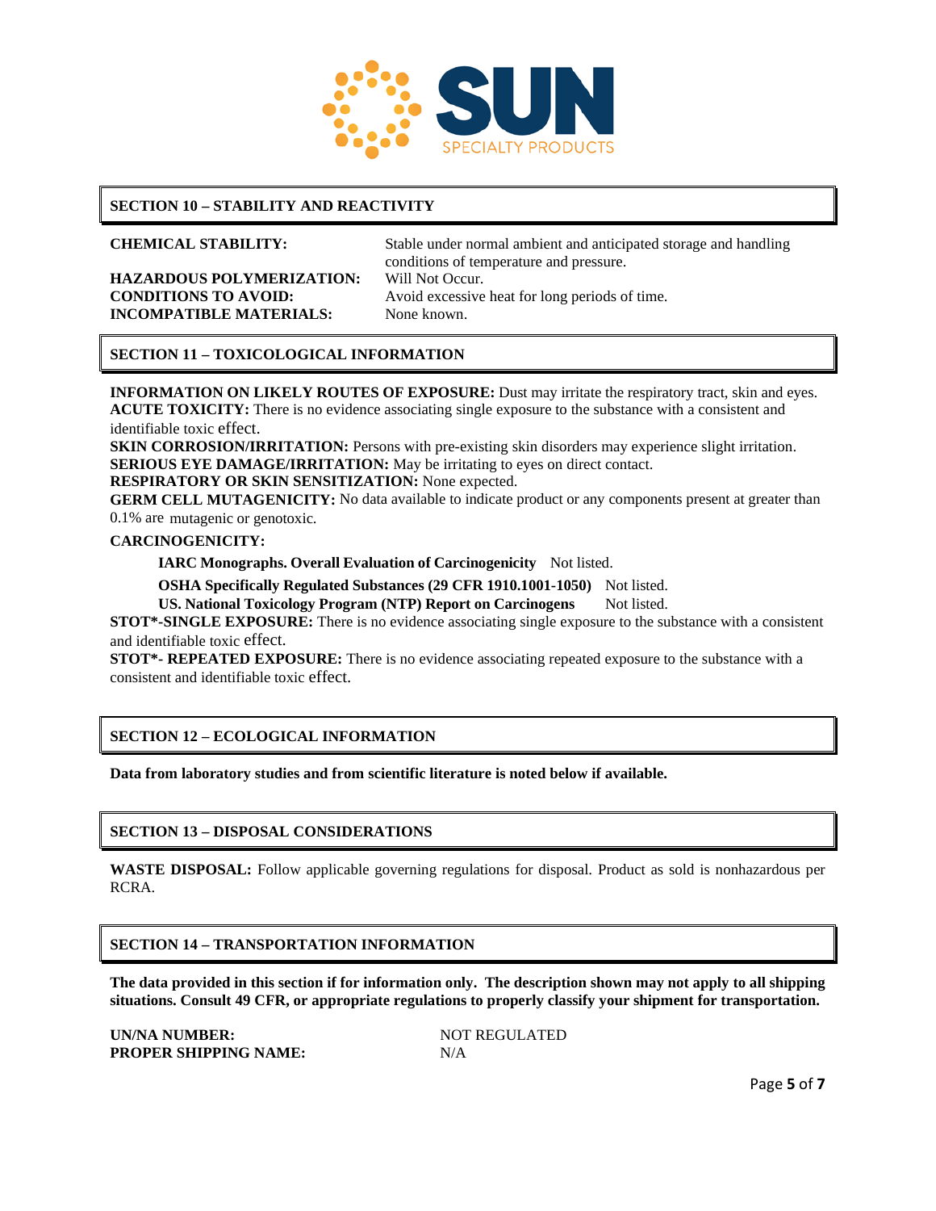## SECTION 10 – STABILITY AND REACTIVITY

**CHEMICAL STABILITY:** Stable under normal ambient and anticipated storage and handling conditions of temperature and pressure.

**HAZARDOUS POLYMERIZATION:** Will Not Occur.

**CONDITIONS TO AVOID:** Avoid excessive heat for long periods of time.

**INCOMPATIBLE MATERIALS:** None known.

## SECTION 11 – TOXICOLOGICAL INFORMATION

**INFORMATION ON LIKELY ROUTES OF EXPOSURE:** Dust may irritate the respiratory tract, skin and eyes.
**ACUTE TOXICITY:** There is no evidence associating single exposure to the substance with a consistent and identifiable toxic effect.
**SKIN CORROSION/IRRITATION:** Persons with pre-existing skin disorders may experience slight irritation.
**SERIOUS EYE DAMAGE/IRRITATION:** May be irritating to eyes on direct contact.
**RESPIRATORY OR SKIN SENSITIZATION:** None expected.
**GERM CELL MUTAGENICITY:** No data available to indicate product or any components present at greater than 0.1% are mutagenic or genotoxic.

**CARCINOGENICITY:**

**IARC Monographs. Overall Evaluation of Carcinogenicity** Not listed.

**OSHA Specifically Regulated Substances (29 CFR 1910.1001-1050)** Not listed.

**US. National Toxicology Program (NTP) Report on Carcinogens** Not listed.

**STOT*-SINGLE EXPOSURE:** There is no evidence associating single exposure to the substance with a consistent and identifiable toxic effect.
**STOT*- REPEATED EXPOSURE:** There is no evidence associating repeated exposure to the substance with a consistent and identifiable toxic effect.

## SECTION 12 – ECOLOGICAL INFORMATION

**Data from laboratory studies and from scientific literature is noted below if available.**

## SECTION 13 – DISPOSAL CONSIDERATIONS

**WASTE DISPOSAL:** Follow applicable governing regulations for disposal. Product as sold is nonhazardous per RCRA.

## SECTION 14 – TRANSPORTATION INFORMATION

**The data provided in this section if for information only. The description shown may not apply to all shipping situations. Consult 49 CFR, or appropriate regulations to properly classify your shipment for transportation.**

**UN/NA NUMBER:** NOT REGULATED

**PROPER SHIPPING NAME:** N/A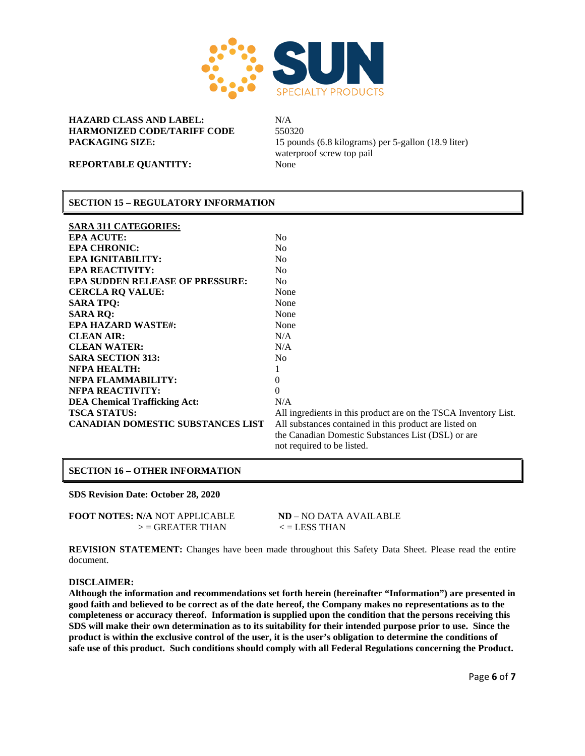| | |
|---|---|
| **HAZARD CLASS AND LABEL:** | N/A |
| **HARMONIZED CODE/TARIFF CODE** | 550320 |
| **PACKAGING SIZE:** | 15 pounds (6.8 kilograms) per 5-gallon (18.9 liter) waterproof screw top pail |
| **REPORTABLE QUANTITY:** | None |

## SECTION 15 – REGULATORY INFORMATION

| **SARA 311 CATEGORIES:** | |
|---|---|
| **EPA ACUTE:** | No |
| **EPA CHRONIC:** | No |
| **EPA IGNITABILITY:** | No |
| **EPA REACTIVITY:** | No |
| **EPA SUDDEN RELEASE OF PRESSURE:** | No |
| **CERCLA RQ VALUE:** | None |
| **SARA TPQ:** | None |
| **SARA RQ:** | None |
| **EPA HAZARD WASTE#:** | None |
| **CLEAN AIR:** | N/A |
| **CLEAN WATER:** | N/A |
| **SARA SECTION 313:** | No |
| **NFPA HEALTH:** | 1 |
| **NFPA FLAMMABILITY:** | 0 |
| **NFPA REACTIVITY:** | 0 |
| **DEA Chemical Trafficking Act:** | N/A |
| **TSCA STATUS:** | All ingredients in this product are on the TSCA Inventory List. |
| **CANADIAN DOMESTIC SUBSTANCES LIST** | All substances contained in this product are listed on the Canadian Domestic Substances List (DSL) or are not required to be listed. |

## SECTION 16 – OTHER INFORMATION

**SDS Revision Date: October 28, 2020**

**FOOT NOTES: N/A** NOT APPLICABLE  
**ND** – NO DATA AVAILABLE  
> = GREATER THAN  
< = LESS THAN

**REVISION STATEMENT:** Changes have been made throughout this Safety Data Sheet. Please read the entire document.

**DISCLAIMER:**

**Although the information and recommendations set forth herein (hereinafter "Information") are presented in good faith and believed to be correct as of the date hereof, the Company makes no representations as to the completeness or accuracy thereof. Information is supplied upon the condition that the persons receiving this SDS will make their own determination as to its suitability for their intended purpose prior to use. Since the product is within the exclusive control of the user, it is the user's obligation to determine the conditions of safe use of this product. Such conditions should comply with all Federal Regulations concerning the Product.**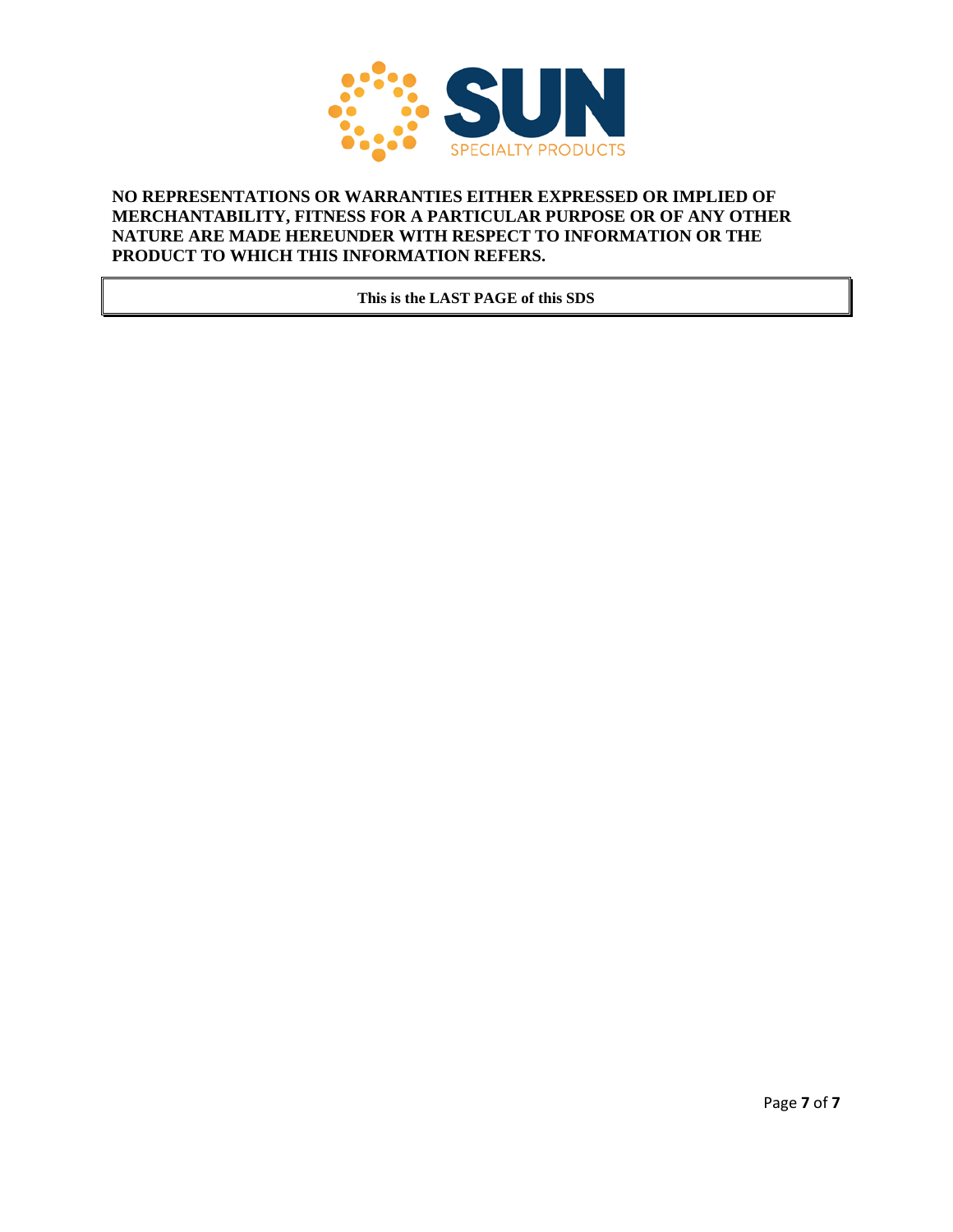**NO REPRESENTATIONS OR WARRANTIES EITHER EXPRESSED OR IMPLIED OF MERCHANTABILITY, FITNESS FOR A PARTICULAR PURPOSE OR OF ANY OTHER NATURE ARE MADE HEREUNDER WITH RESPECT TO INFORMATION OR THE PRODUCT TO WHICH THIS INFORMATION REFERS.**

**This is the LAST PAGE of this SDS**